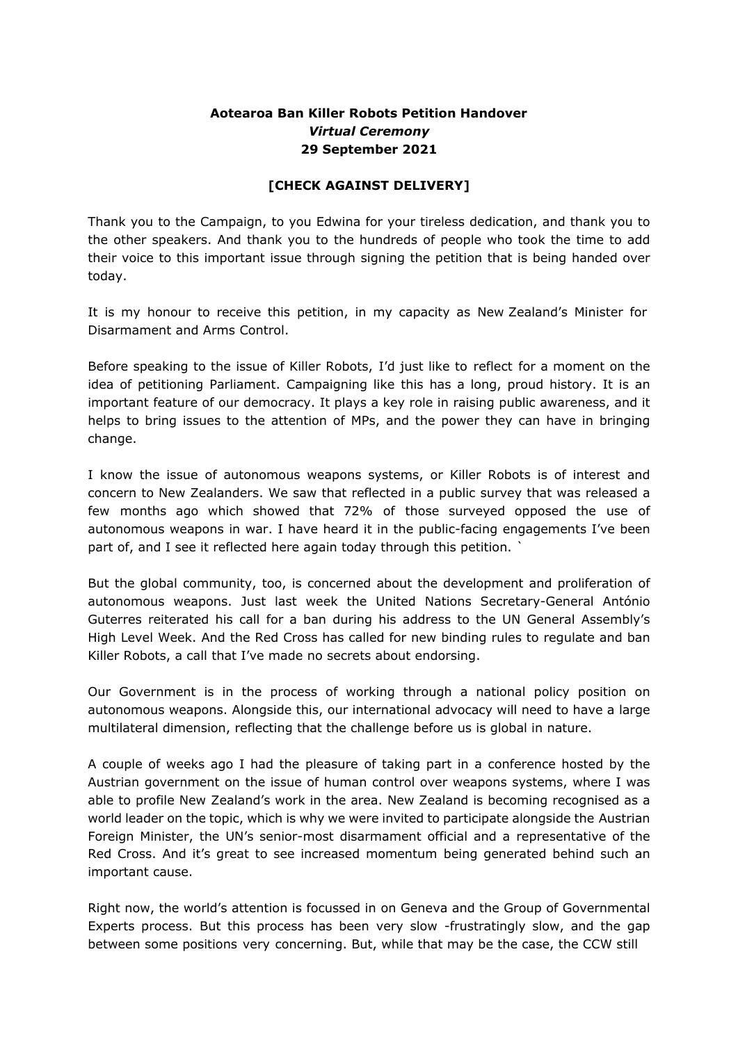**Aotearoa Ban Killer Robots Petition Handover**
***Virtual Ceremony***
**29 September 2021**

**[CHECK AGAINST DELIVERY]**

Thank you to the Campaign, to you Edwina for your tireless dedication, and thank you to the other speakers. And thank you to the hundreds of people who took the time to add their voice to this important issue through signing the petition that is being handed over today.

It is my honour to receive this petition, in my capacity as New Zealand's Minister for Disarmament and Arms Control.

Before speaking to the issue of Killer Robots, I'd just like to reflect for a moment on the idea of petitioning Parliament. Campaigning like this has a long, proud history. It is an important feature of our democracy. It plays a key role in raising public awareness, and it helps to bring issues to the attention of MPs, and the power they can have in bringing change.

I know the issue of autonomous weapons systems, or Killer Robots is of interest and concern to New Zealanders. We saw that reflected in a public survey that was released a few months ago which showed that 72% of those surveyed opposed the use of autonomous weapons in war. I have heard it in the public-facing engagements I've been part of, and I see it reflected here again today through this petition. `

But the global community, too, is concerned about the development and proliferation of autonomous weapons. Just last week the United Nations Secretary-General António Guterres reiterated his call for a ban during his address to the UN General Assembly's High Level Week. And the Red Cross has called for new binding rules to regulate and ban Killer Robots, a call that I've made no secrets about endorsing.

Our Government is in the process of working through a national policy position on autonomous weapons. Alongside this, our international advocacy will need to have a large multilateral dimension, reflecting that the challenge before us is global in nature.

A couple of weeks ago I had the pleasure of taking part in a conference hosted by the Austrian government on the issue of human control over weapons systems, where I was able to profile New Zealand's work in the area. New Zealand is becoming recognised as a world leader on the topic, which is why we were invited to participate alongside the Austrian Foreign Minister, the UN's senior-most disarmament official and a representative of the Red Cross. And it's great to see increased momentum being generated behind such an important cause.

Right now, the world's attention is focussed in on Geneva and the Group of Governmental Experts process. But this process has been very slow -frustratingly slow, and the gap between some positions very concerning. But, while that may be the case, the CCW still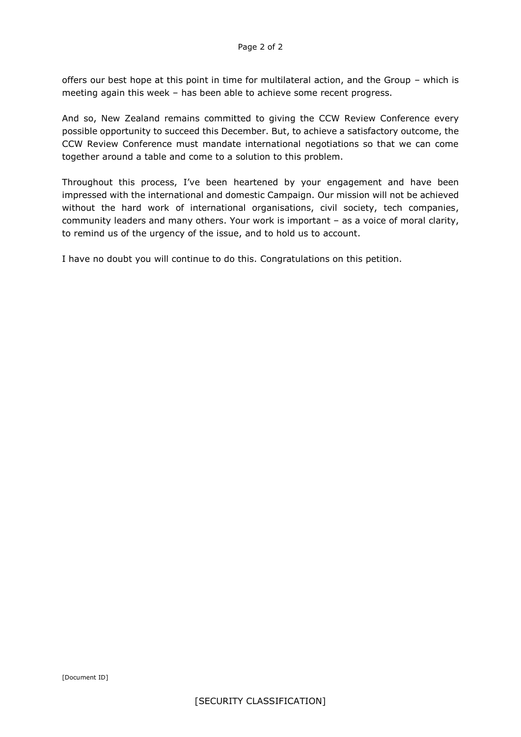offers our best hope at this point in time for multilateral action, and the Group – which is meeting again this week – has been able to achieve some recent progress.

And so, New Zealand remains committed to giving the CCW Review Conference every possible opportunity to succeed this December. But, to achieve a satisfactory outcome, the CCW Review Conference must mandate international negotiations so that we can come together around a table and come to a solution to this problem.

Throughout this process, I've been heartened by your engagement and have been impressed with the international and domestic Campaign. Our mission will not be achieved without the hard work of international organisations, civil society, tech companies, community leaders and many others. Your work is important – as a voice of moral clarity, to remind us of the urgency of the issue, and to hold us to account.

I have no doubt you will continue to do this. Congratulations on this petition.